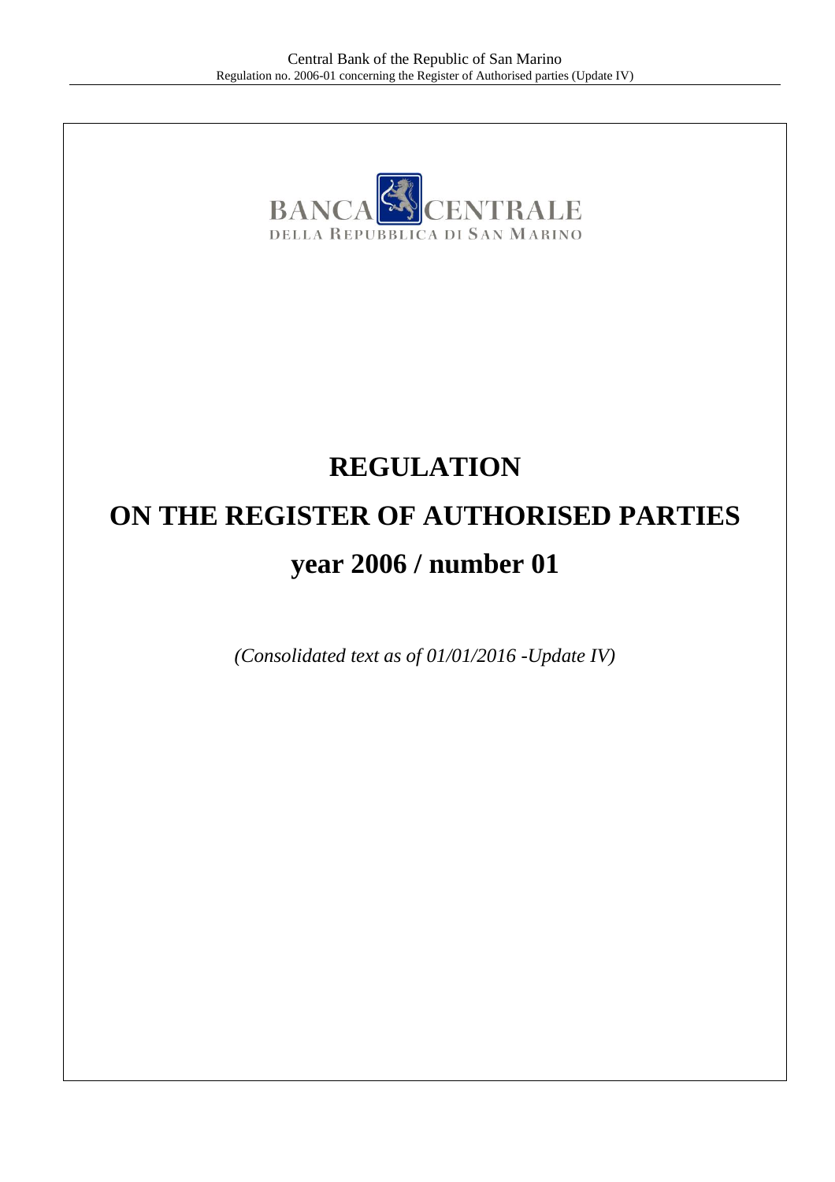BANCA CENTRALE DELLA REPUBBLICA DI SAN MARINO

# REGULATION

# ON THE REGISTER OF AUTHORISED PARTIES

# year 2006 / number 01

*(Consolidated text as of 01/01/2016 -Update IV)*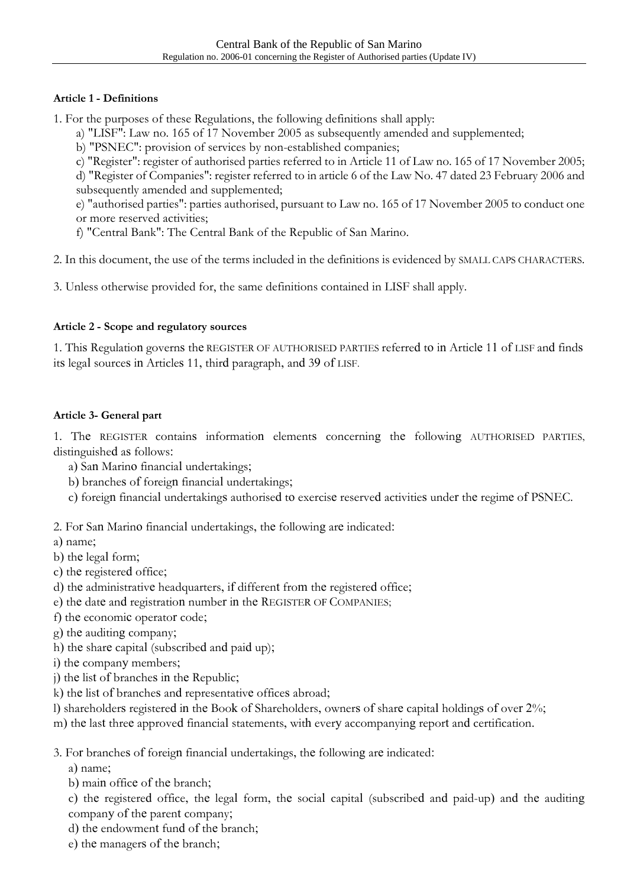### Article 1 - Definitions

1. For the purposes of these Regulations, the following definitions shall apply:
   a) "LISF": Law no. 165 of 17 November 2005 as subsequently amended and supplemented;
   b) "PSNEC": provision of services by non-established companies;
   c) "Register": register of authorised parties referred to in Article 11 of Law no. 165 of 17 November 2005;
   d) "Register of Companies": register referred to in article 6 of the Law No. 47 dated 23 February 2006 and subsequently amended and supplemented;
   e) "authorised parties": parties authorised, pursuant to Law no. 165 of 17 November 2005 to conduct one or more reserved activities;
   f) "Central Bank": The Central Bank of the Republic of San Marino.

2. In this document, the use of the terms included in the definitions is evidenced by SMALL CAPS CHARACTERS.

3. Unless otherwise provided for, the same definitions contained in LISF shall apply.

### Article 2 - Scope and regulatory sources

1. This Regulation governs the REGISTER OF AUTHORISED PARTIES referred to in Article 11 of LISF and finds its legal sources in Articles 11, third paragraph, and 39 of LISF.

### Article 3- General part

1. The REGISTER contains information elements concerning the following AUTHORISED PARTIES, distinguished as follows:
   a) San Marino financial undertakings;
   b) branches of foreign financial undertakings;
   c) foreign financial undertakings authorised to exercise reserved activities under the regime of PSNEC.

2. For San Marino financial undertakings, the following are indicated:
a) name;
b) the legal form;
c) the registered office;
d) the administrative headquarters, if different from the registered office;
e) the date and registration number in the REGISTER OF COMPANIES;
f) the economic operator code;
g) the auditing company;
h) the share capital (subscribed and paid up);
i) the company members;
j) the list of branches in the Republic;
k) the list of branches and representative offices abroad;
l) shareholders registered in the Book of Shareholders, owners of share capital holdings of over 2%;
m) the last three approved financial statements, with every accompanying report and certification.

3. For branches of foreign financial undertakings, the following are indicated:
   a) name;
   b) main office of the branch;
   c) the registered office, the legal form, the social capital (subscribed and paid-up) and the auditing company of the parent company;
   d) the endowment fund of the branch;
   e) the managers of the branch;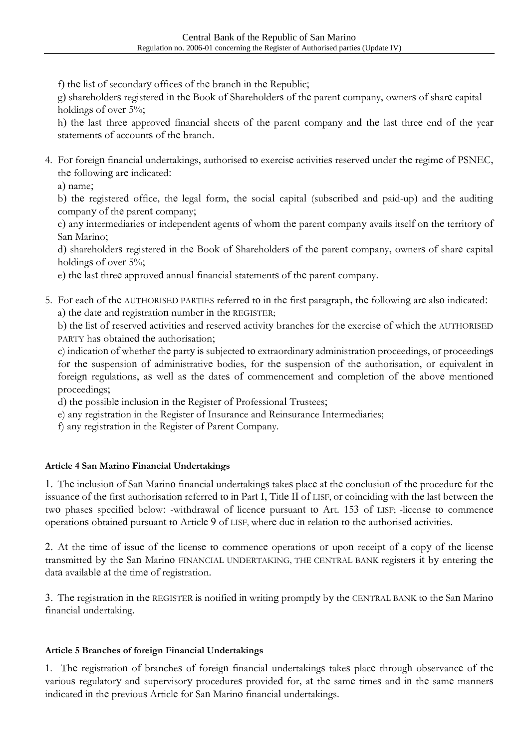f) the list of secondary offices of the branch in the Republic;

g) shareholders registered in the Book of Shareholders of the parent company, owners of share capital holdings of over 5%;

h) the last three approved financial sheets of the parent company and the last three end of the year statements of accounts of the branch.

4. For foreign financial undertakings, authorised to exercise activities reserved under the regime of PSNEC, the following are indicated:

   a) name;

   b) the registered office, the legal form, the social capital (subscribed and paid-up) and the auditing company of the parent company;

   c) any intermediaries or independent agents of whom the parent company avails itself on the territory of San Marino;

   d) shareholders registered in the Book of Shareholders of the parent company, owners of share capital holdings of over 5%;

   e) the last three approved annual financial statements of the parent company.

5. For each of the AUTHORISED PARTIES referred to in the first paragraph, the following are also indicated:

   a) the date and registration number in the REGISTER;

   b) the list of reserved activities and reserved activity branches for the exercise of which the AUTHORISED PARTY has obtained the authorisation;

   c) indication of whether the party is subjected to extraordinary administration proceedings, or proceedings for the suspension of administrative bodies, for the suspension of the authorisation, or equivalent in foreign regulations, as well as the dates of commencement and completion of the above mentioned proceedings;

   d) the possible inclusion in the Register of Professional Trustees;

   e) any registration in the Register of Insurance and Reinsurance Intermediaries;

   f) any registration in the Register of Parent Company.

**Article 4 San Marino Financial Undertakings**

1. The inclusion of San Marino financial undertakings takes place at the conclusion of the procedure for the issuance of the first authorisation referred to in Part I, Title II of LISF, or coinciding with the last between the two phases specified below: -withdrawal of licence pursuant to Art. 153 of LISF; -license to commence operations obtained pursuant to Article 9 of LISF, where due in relation to the authorised activities.

2. At the time of issue of the license to commence operations or upon receipt of a copy of the license transmitted by the San Marino FINANCIAL UNDERTAKING, THE CENTRAL BANK registers it by entering the data available at the time of registration.

3. The registration in the REGISTER is notified in writing promptly by the CENTRAL BANK to the San Marino financial undertaking.

**Article 5 Branches of foreign Financial Undertakings**

1. The registration of branches of foreign financial undertakings takes place through observance of the various regulatory and supervisory procedures provided for, at the same times and in the same manners indicated in the previous Article for San Marino financial undertakings.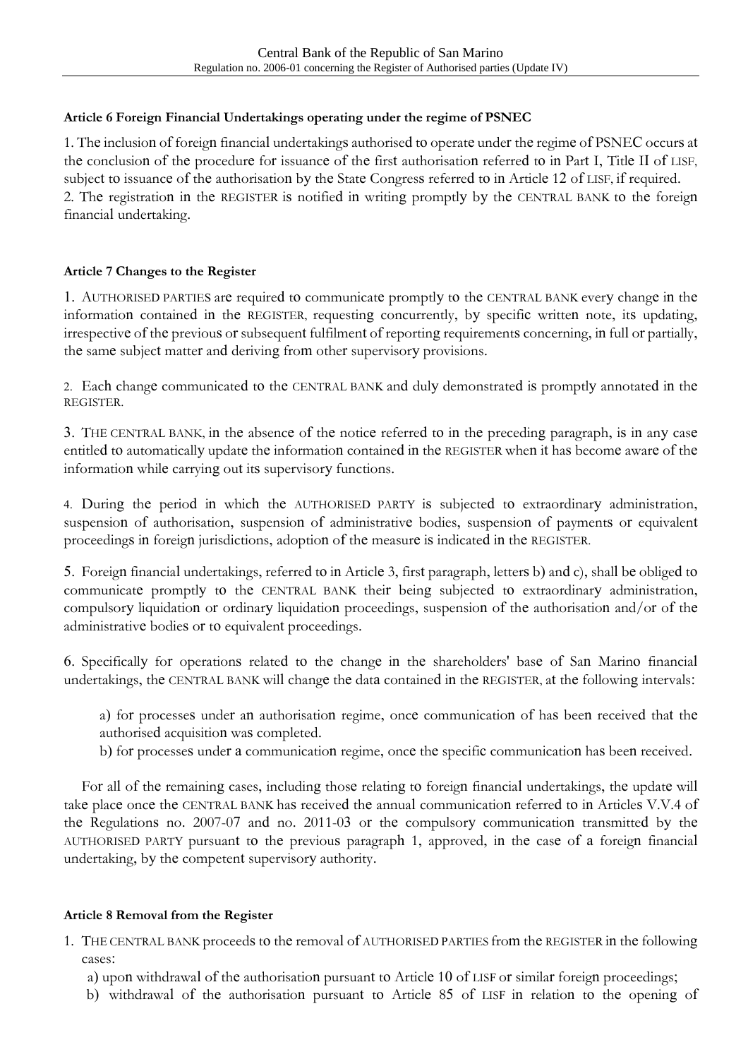**Article 6 Foreign Financial Undertakings operating under the regime of PSNEC**

1. The inclusion of foreign financial undertakings authorised to operate under the regime of PSNEC occurs at the conclusion of the procedure for issuance of the first authorisation referred to in Part I, Title II of LISF, subject to issuance of the authorisation by the State Congress referred to in Article 12 of LISF, if required.
2. The registration in the REGISTER is notified in writing promptly by the CENTRAL BANK to the foreign financial undertaking.

**Article 7 Changes to the Register**

1. AUTHORISED PARTIES are required to communicate promptly to the CENTRAL BANK every change in the information contained in the REGISTER, requesting concurrently, by specific written note, its updating, irrespective of the previous or subsequent fulfilment of reporting requirements concerning, in full or partially, the same subject matter and deriving from other supervisory provisions.

2. Each change communicated to the CENTRAL BANK and duly demonstrated is promptly annotated in the REGISTER.

3. THE CENTRAL BANK, in the absence of the notice referred to in the preceding paragraph, is in any case entitled to automatically update the information contained in the REGISTER when it has become aware of the information while carrying out its supervisory functions.

4. During the period in which the AUTHORISED PARTY is subjected to extraordinary administration, suspension of authorisation, suspension of administrative bodies, suspension of payments or equivalent proceedings in foreign jurisdictions, adoption of the measure is indicated in the REGISTER.

5. Foreign financial undertakings, referred to in Article 3, first paragraph, letters b) and c), shall be obliged to communicate promptly to the CENTRAL BANK their being subjected to extraordinary administration, compulsory liquidation or ordinary liquidation proceedings, suspension of the authorisation and/or of the administrative bodies or to equivalent proceedings.

6. Specifically for operations related to the change in the shareholders' base of San Marino financial undertakings, the CENTRAL BANK will change the data contained in the REGISTER, at the following intervals:

   a) for processes under an authorisation regime, once communication of has been received that the authorised acquisition was completed.
   b) for processes under a communication regime, once the specific communication has been received.

For all of the remaining cases, including those relating to foreign financial undertakings, the update will take place once the CENTRAL BANK has received the annual communication referred to in Articles V.V.4 of the Regulations no. 2007-07 and no. 2011-03 or the compulsory communication transmitted by the AUTHORISED PARTY pursuant to the previous paragraph 1, approved, in the case of a foreign financial undertaking, by the competent supervisory authority.

**Article 8 Removal from the Register**

1. THE CENTRAL BANK proceeds to the removal of AUTHORISED PARTIES from the REGISTER in the following cases:
   a) upon withdrawal of the authorisation pursuant to Article 10 of LISF or similar foreign proceedings;
   b) withdrawal of the authorisation pursuant to Article 85 of LISF in relation to the opening of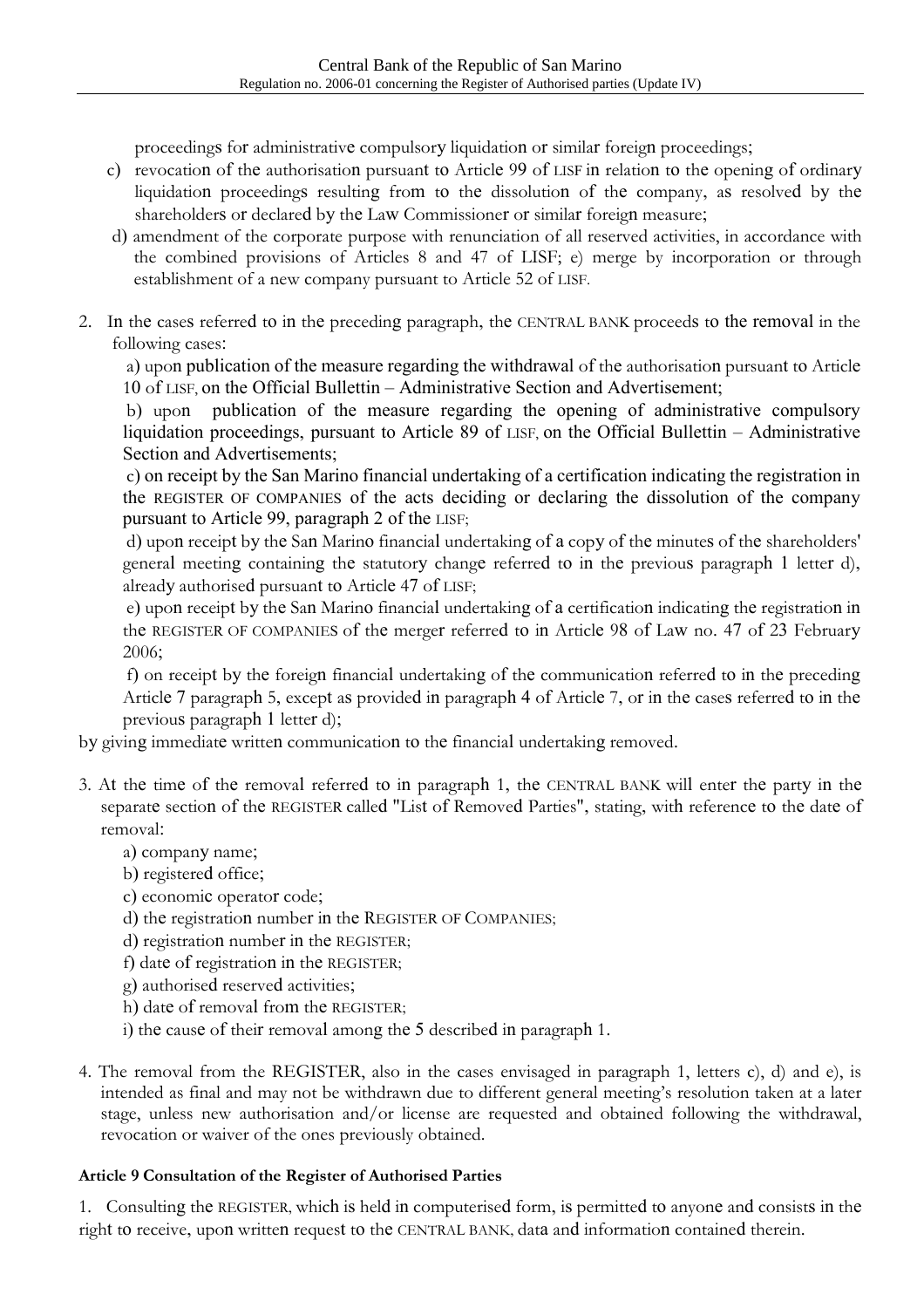proceedings for administrative compulsory liquidation or similar foreign proceedings;

c) revocation of the authorisation pursuant to Article 99 of LISF in relation to the opening of ordinary liquidation proceedings resulting from to the dissolution of the company, as resolved by the shareholders or declared by the Law Commissioner or similar foreign measure;

d) amendment of the corporate purpose with renunciation of all reserved activities, in accordance with the combined provisions of Articles 8 and 47 of LISF; e) merge by incorporation or through establishment of a new company pursuant to Article 52 of LISF.

2. In the cases referred to in the preceding paragraph, the CENTRAL BANK proceeds to the removal in the following cases:

   a) upon publication of the measure regarding the withdrawal of the authorisation pursuant to Article 10 of LISF, on the Official Bullettin – Administrative Section and Advertisement;

   b) upon publication of the measure regarding the opening of administrative compulsory liquidation proceedings, pursuant to Article 89 of LISF, on the Official Bullettin – Administrative Section and Advertisements;

   c) on receipt by the San Marino financial undertaking of a certification indicating the registration in the REGISTER OF COMPANIES of the acts deciding or declaring the dissolution of the company pursuant to Article 99, paragraph 2 of the LISF;

   d) upon receipt by the San Marino financial undertaking of a copy of the minutes of the shareholders' general meeting containing the statutory change referred to in the previous paragraph 1 letter d), already authorised pursuant to Article 47 of LISF;

   e) upon receipt by the San Marino financial undertaking of a certification indicating the registration in the REGISTER OF COMPANIES of the merger referred to in Article 98 of Law no. 47 of 23 February 2006;

   f) on receipt by the foreign financial undertaking of the communication referred to in the preceding Article 7 paragraph 5, except as provided in paragraph 4 of Article 7, or in the cases referred to in the previous paragraph 1 letter d);

by giving immediate written communication to the financial undertaking removed.

3. At the time of the removal referred to in paragraph 1, the CENTRAL BANK will enter the party in the separate section of the REGISTER called "List of Removed Parties", stating, with reference to the date of removal:

   a) company name;

   b) registered office;

   c) economic operator code;

   d) the registration number in the REGISTER OF COMPANIES;

   d) registration number in the REGISTER;

   f) date of registration in the REGISTER;

   g) authorised reserved activities;

   h) date of removal from the REGISTER;

   i) the cause of their removal among the 5 described in paragraph 1.

4. The removal from the REGISTER, also in the cases envisaged in paragraph 1, letters c), d) and e), is intended as final and may not be withdrawn due to different general meeting's resolution taken at a later stage, unless new authorisation and/or license are requested and obtained following the withdrawal, revocation or waiver of the ones previously obtained.

**Article 9 Consultation of the Register of Authorised Parties**

1. Consulting the REGISTER, which is held in computerised form, is permitted to anyone and consists in the right to receive, upon written request to the CENTRAL BANK, data and information contained therein.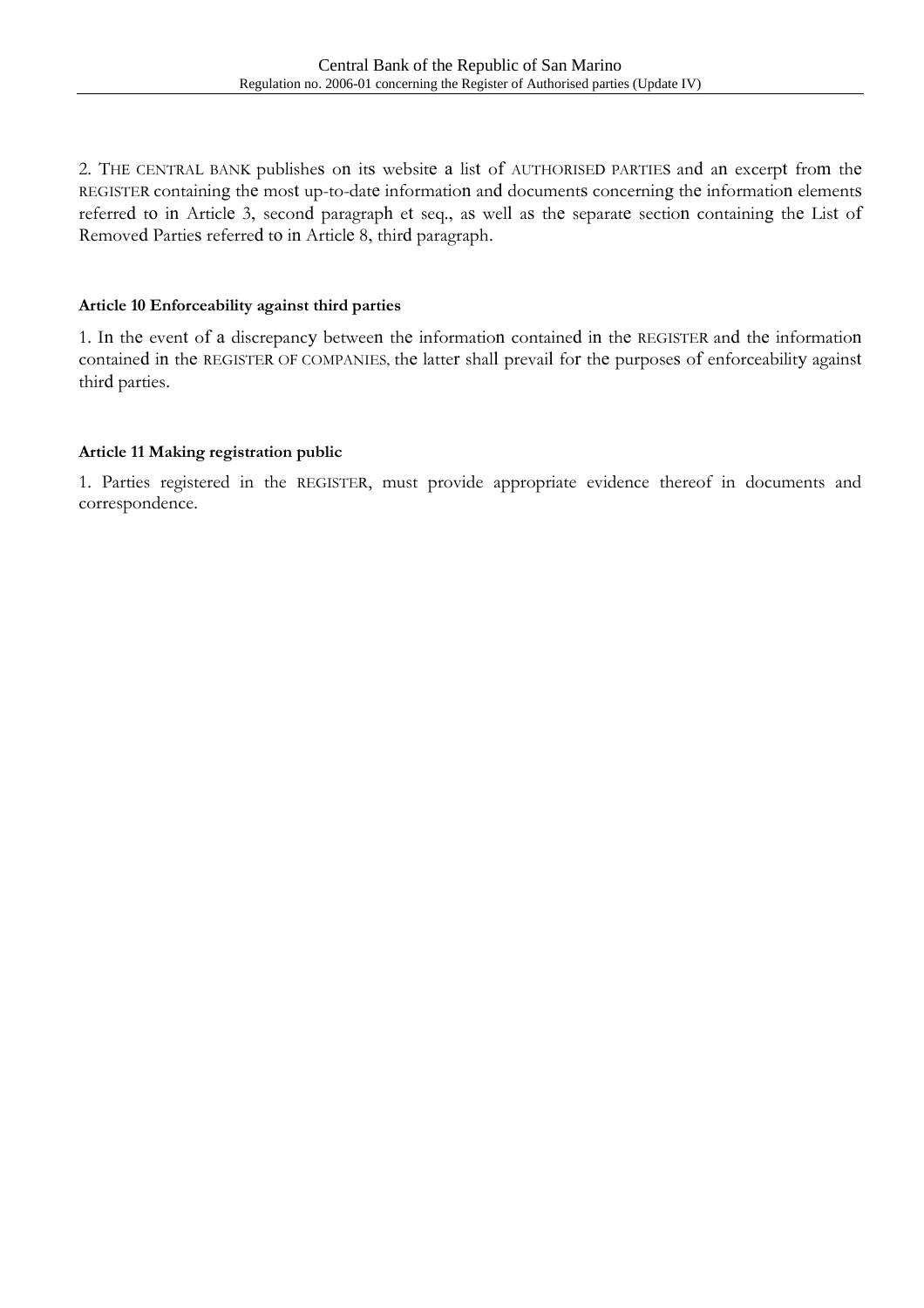2. THE CENTRAL BANK publishes on its website a list of AUTHORISED PARTIES and an excerpt from the REGISTER containing the most up-to-date information and documents concerning the information elements referred to in Article 3, second paragraph et seq., as well as the separate section containing the List of Removed Parties referred to in Article 8, third paragraph.

**Article 10 Enforceability against third parties**

1. In the event of a discrepancy between the information contained in the REGISTER and the information contained in the REGISTER OF COMPANIES, the latter shall prevail for the purposes of enforceability against third parties.

**Article 11 Making registration public**

1. Parties registered in the REGISTER, must provide appropriate evidence thereof in documents and correspondence.